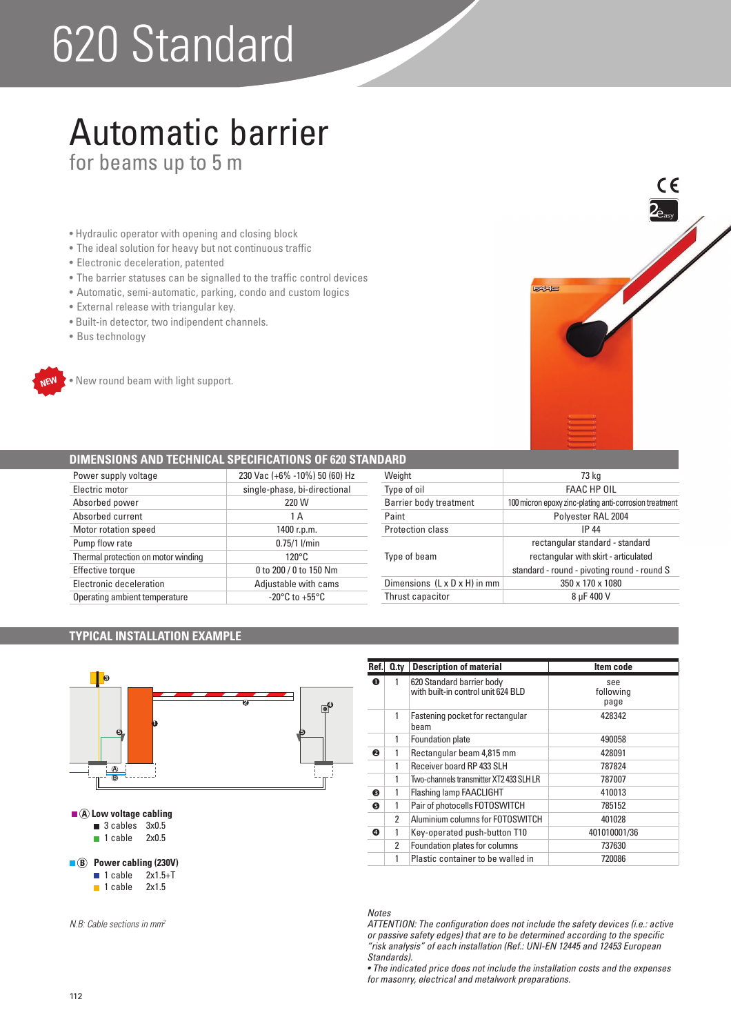# 620 Standard

## Automatic barrier

for beams up to 5 m

- Hydraulic operator with opening and closing block
- The ideal solution for heavy but not continuous traffic
- Electronic deceleration, patented
- The barrier statuses can be signalled to the traffic control devices
- Automatic, semi-automatic, parking, condo and custom logics
- External release with triangular key.
- Built-in detector, two indipendent channels.
- Bus technology

NEW • New round beam with light support.

## DIMENSIONS AND TECHNICAL SPECIFICATIONS OF 620 STANDARD

| | |
|---|---|
| Power supply voltage | 230 Vac (+6% -10%) 50 (60) Hz |
| Electric motor | single-phase, bi-directional |
| Absorbed power | 220 W |
| Absorbed current | 1 A |
| Motor rotation speed | 1400 r.p.m. |
| Pump flow rate | 0.75/1 l/min |
| Thermal protection on motor winding | 120°C |
| Effective torque | 0 to 200 / 0 to 150 Nm |
| Electronic deceleration | Adjustable with cams |
| Operating ambient temperature | -20°C to +55°C |

| | |
|---|---|
| Weight | 73 kg |
| Type of oil | FAAC HP OIL |
| Barrier body treatment | 100 micron epoxy zinc-plating anti-corrosion treatment |
| Paint | Polyester RAL 2004 |
| Protection class | IP 44 |
| Type of beam | rectangular standard - standard<br>rectangular with skirt - articulated<br>standard - round - pivoting round - round S |
| Dimensions (L x D x H) in mm | 350 x 170 x 1080 |
| Thrust capacitor | 8 µF 400 V |

## TYPICAL INSTALLATION EXAMPLE

**Ⓐ Low voltage cabling**

- 3 cables 3x0.5
- 1 cable 2x0.5

**Ⓑ Power cabling (230V)**

- 1 cable 2x1.5+T
- 1 cable 2x1.5

*N.B: Cable sections in mm²*

| Ref. | Q.ty | Description of material | Item code |
|---|---|---|---|
| ❶ | 1 | 620 Standard barrier body with built-in control unit 624 BLD | see following page |
| | 1 | Fastening pocket for rectangular beam | 428342 |
| | 1 | Foundation plate | 490058 |
| ❷ | 1 | Rectangular beam 4,815 mm | 428091 |
| | 1 | Receiver board RP 433 SLH | 787824 |
| | 1 | Two-channels transmitter XT2 433 SLH LR | 787007 |
| ❸ | 1 | Flashing lamp FAACLIGHT | 410013 |
| ❺ | 1 | Pair of photocells FOTOSWITCH | 785152 |
| | 2 | Aluminium columns for FOTOSWITCH | 401028 |
| ❹ | 1 | Key-operated push-button T10 | 401010001/36 |
| | 2 | Foundation plates for columns | 737630 |
| | 1 | Plastic container to be walled in | 720086 |

*Notes*

*ATTENTION: The configuration does not include the safety devices (i.e.: active or passive safety edges) that are to be determined according to the specific "risk analysis" of each installation (Ref.: UNI-EN 12445 and 12453 European Standards).*

*• The indicated price does not include the installation costs and the expenses for masonry, electrical and metalwork preparations.*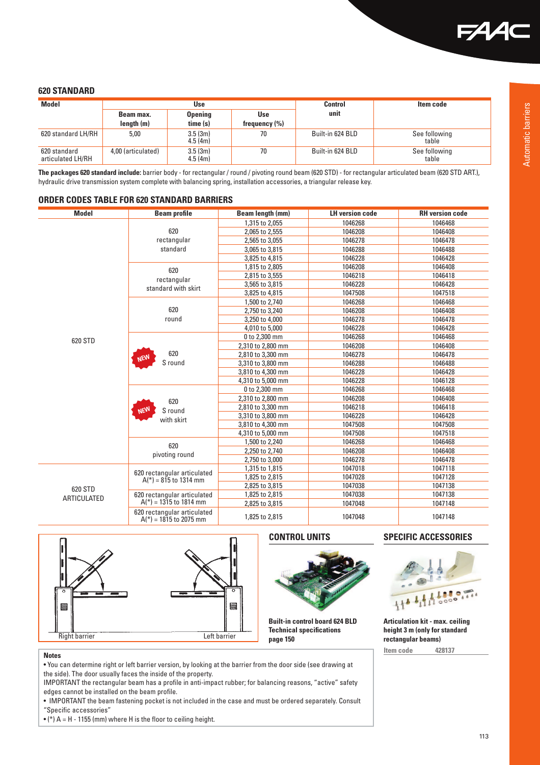## 620 STANDARD

| Model | Use | | | Control unit | Item code |
|---|---|---|---|---|---|
| | Beam max. length (m) | Opening time (s) | Use frequency (%) | | |
| 620 standard LH/RH | 5,00 | 3.5 (3m) 4.5 (4m) | 70 | Built-in 624 BLD | See following table |
| 620 standard articulated LH/RH | 4,00 (articulated) | 3.5 (3m) 4.5 (4m) | 70 | Built-in 624 BLD | See following table |

**The packages 620 standard include:** barrier body - for rectangular / round / pivoting round beam (620 STD) - for rectangular articulated beam (620 STD ART.), hydraulic drive transmission system complete with balancing spring, installation accessories, a triangular release key.

## ORDER CODES TABLE FOR 620 STANDARD BARRIERS

| Model | Beam profile | Beam length (mm) | LH version code | RH version code |
|---|---|---|---|---|
| 620 STD | 620 rectangular standard | 1,315 to 2,055 | 1046268 | 1046468 |
| | | 2,065 to 2,555 | 1046208 | 1046408 |
| | | 2,565 to 3,055 | 1046278 | 1046478 |
| | | 3,065 to 3,815 | 1046288 | 1046488 |
| | | 3,825 to 4,815 | 1046228 | 1046428 |
| | 620 rectangular standard with skirt | 1,815 to 2,805 | 1046208 | 1046408 |
| | | 2,815 to 3,555 | 1046218 | 1046418 |
| | | 3,565 to 3,815 | 1046228 | 1046428 |
| | | 3,825 to 4,815 | 1047508 | 1047518 |
| | 620 round | 1,500 to 2,740 | 1046268 | 1046468 |
| | | 2,750 to 3,240 | 1046208 | 1046408 |
| | | 3,250 to 4,000 | 1046278 | 1046478 |
| | | 4,010 to 5,000 | 1046228 | 1046428 |
| | NEW 620 S round | 0 to 2,300 mm | 1046268 | 1046468 |
| | | 2,310 to 2,800 mm | 1046208 | 1046408 |
| | | 2,810 to 3,300 mm | 1046278 | 1046478 |
| | | 3,310 to 3,800 mm | 1046288 | 1046488 |
| | | 3,810 to 4,300 mm | 1046228 | 1046428 |
| | | 4,310 to 5,000 mm | 1046228 | 1046128 |
| | NEW 620 S round with skirt | 0 to 2,300 mm | 1046268 | 1046468 |
| | | 2,310 to 2,800 mm | 1046208 | 1046408 |
| | | 2,810 to 3,300 mm | 1046218 | 1046418 |
| | | 3,310 to 3,800 mm | 1046228 | 1046428 |
| | | 3,810 to 4,300 mm | 1047508 | 1047508 |
| | | 4,310 to 5,000 mm | 1047508 | 1047518 |
| | 620 pivoting round | 1,500 to 2,240 | 1046268 | 1046468 |
| | | 2,250 to 2,740 | 1046208 | 1046408 |
| | | 2,750 to 3,000 | 1046278 | 1046478 |
| 620 STD ARTICULATED | 620 rectangular articulated A(*) = 815 to 1314 mm | 1,315 to 1,815 | 1047018 | 1047118 |
| | | 1,825 to 2,815 | 1047028 | 1047128 |
| | | 2,825 to 3,815 | 1047038 | 1047138 |
| | 620 rectangular articulated A(*) = 1315 to 1814 mm | 1,825 to 2,815 | 1047038 | 1047138 |
| | | 2,825 to 3,815 | 1047048 | 1047148 |
| | 620 rectangular articulated A(*) = 1815 to 2075 mm | 1,825 to 2,815 | 1047048 | 1047148 |

Right barrier    Left barrier

## CONTROL UNITS

**Built-in control board 624 BLD**
**Technical specifications page 150**

## SPECIFIC ACCESSORIES

**Articulation kit - max. ceiling height 3 m (only for standard rectangular beams)**

Item code 428137

**Notes**

- You can determine right or left barrier version, by looking at the barrier from the door side (see drawing at the side). The door usually faces the inside of the property.

IMPORTANT the rectangular beam has a profile in anti-impact rubber; for balancing reasons, "active" safety edges cannot be installed on the beam profile.

- IMPORTANT the beam fastening pocket is not included in the case and must be ordered separately. Consult "Specific accessories"
- (*) A = H - 1155 (mm) where H is the floor to ceiling height.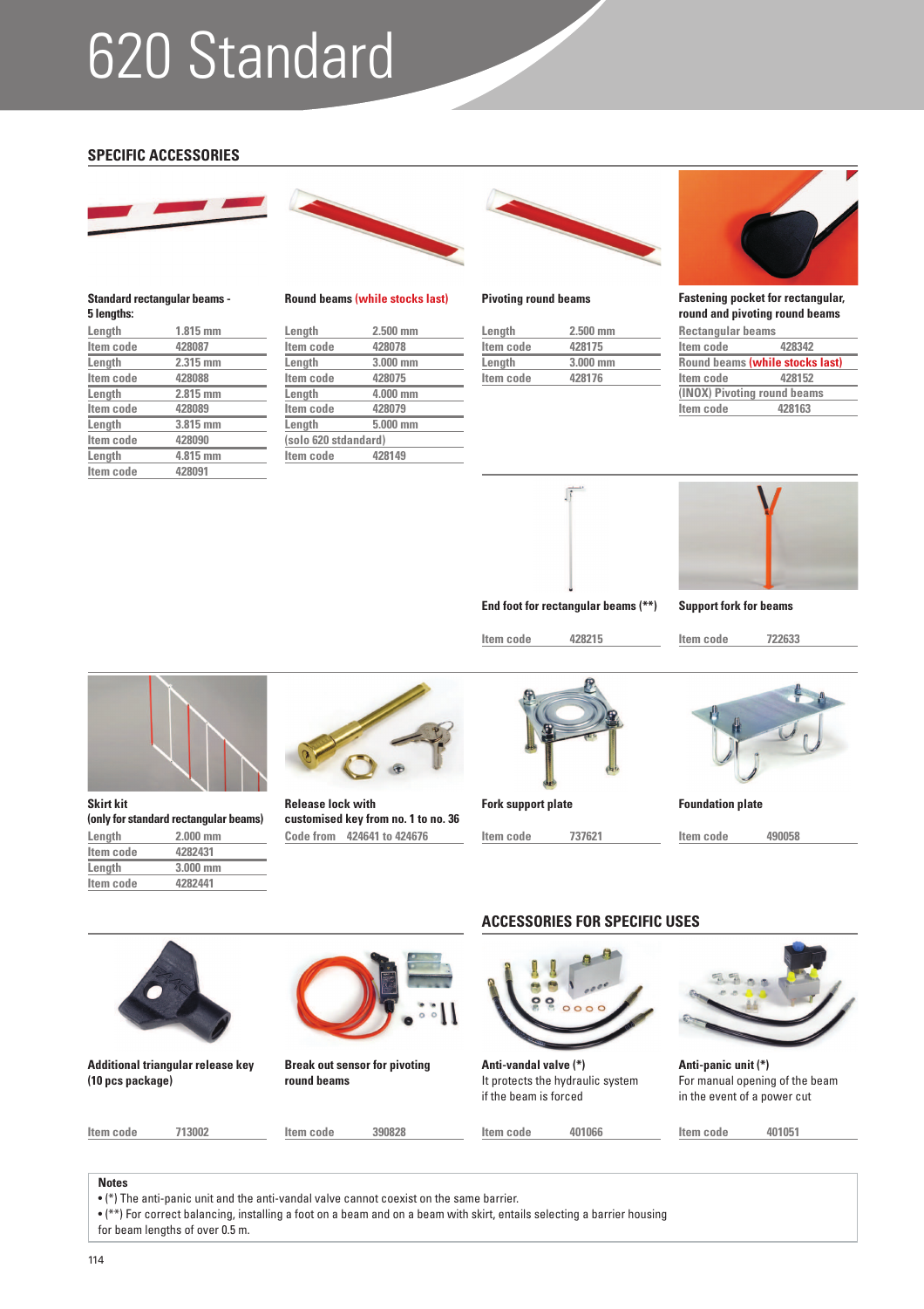# 620 Standard

## SPECIFIC ACCESSORIES

**Standard rectangular beams - 5 lengths:**

| Length | 1.815 mm |
|---|---|
| Item code | 428087 |
| Length | 2.315 mm |
| Item code | 428088 |
| Length | 2.815 mm |
| Item code | 428089 |
| Length | 3.815 mm |
| Item code | 428090 |
| Length | 4.815 mm |
| Item code | 428091 |

**Round beams (while stocks last)**

| Length | 2.500 mm |
|---|---|
| Item code | 428078 |
| Length | 3.000 mm |
| Item code | 428075 |
| Length | 4.000 mm |
| Item code | 428079 |
| Length | 5.000 mm |
| (solo 620 stdandard) | |
| Item code | 428149 |

**Pivoting round beams**

| Length | 2.500 mm |
|---|---|
| Item code | 428175 |
| Length | 3.000 mm |
| Item code | 428176 |

**Fastening pocket for rectangular, round and pivoting round beams**

| Rectangular beams | |
|---|---|
| Item code | 428342 |
| Round beams (while stocks last) | |
| Item code | 428152 |
| (INOX) Pivoting round beams | |
| Item code | 428163 |

**End foot for rectangular beams (\*\*)**

Item code 428215

**Support fork for beams**

Item code 722633

**Skirt kit (only for standard rectangular beams)**

| Length | 2.000 mm |
|---|---|
| Item code | 4282431 |
| Length | 3.000 mm |
| Item code | 4282441 |

**Release lock with customised key from no. 1 to no. 36**

Code from 424641 to 424676

**Fork support plate**

Item code 737621

**Foundation plate**

Item code 490058

## ACCESSORIES FOR SPECIFIC USES

**Additional triangular release key (10 pcs package)**

Item code 713002

**Break out sensor for pivoting round beams**

Item code 390828

**Anti-vandal valve (\*)**
It protects the hydraulic system if the beam is forced

Item code 401066

**Anti-panic unit (\*)**
For manual opening of the beam in the event of a power cut

Item code 401051

**Notes**

- (\*) The anti-panic unit and the anti-vandal valve cannot coexist on the same barrier.
- (\*\*) For correct balancing, installing a foot on a beam and on a beam with skirt, entails selecting a barrier housing for beam lengths of over 0.5 m.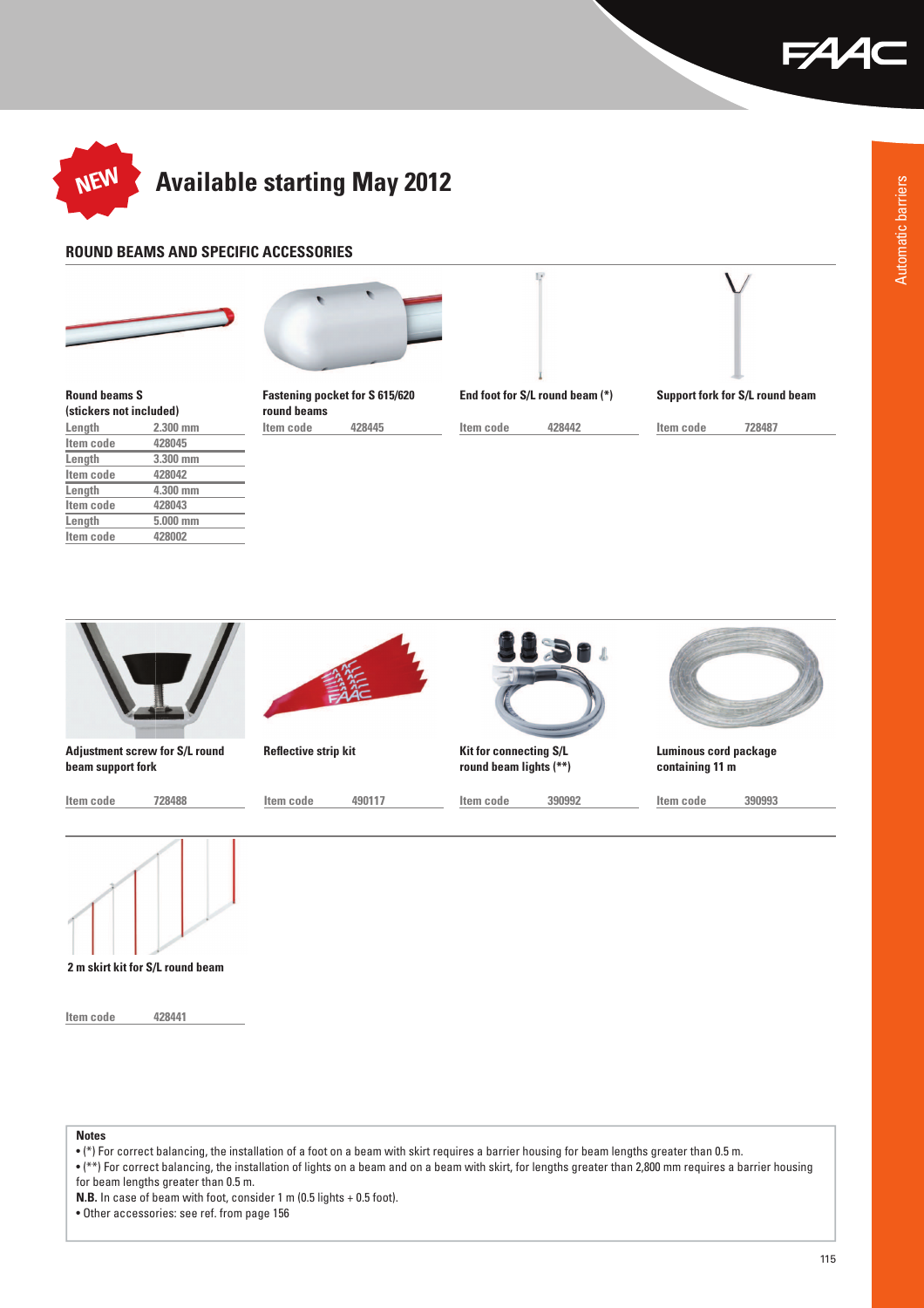NEW

# Available starting May 2012

## ROUND BEAMS AND SPECIFIC ACCESSORIES

**Round beams S (stickers not included)**

| | |
|---|---|
| Length | 2.300 mm |
| Item code | 428045 |
| Length | 3.300 mm |
| Item code | 428042 |
| Length | 4.300 mm |
| Item code | 428043 |
| Length | 5.000 mm |
| Item code | 428002 |

**Fastening pocket for S 615/620 round beams**

Item code 428445

**End foot for S/L round beam (*)**

Item code 428442

**Support fork for S/L round beam**

Item code 728487

**Adjustment screw for S/L round beam support fork**

Item code 728488

**Reflective strip kit**

Item code 490117

**Kit for connecting S/L round beam lights (**)**

Item code 390992

**Luminous cord package containing 11 m**

Item code 390993

**2 m skirt kit for S/L round beam**

Item code 428441

**Notes**

- (*) For correct balancing, the installation of a foot on a beam with skirt requires a barrier housing for beam lengths greater than 0.5 m.
- (**) For correct balancing, the installation of lights on a beam and on a beam with skirt, for lengths greater than 2,800 mm requires a barrier housing for beam lengths greater than 0.5 m.

**N.B.** In case of beam with foot, consider 1 m (0.5 lights + 0.5 foot).

- Other accessories: see ref. from page 156